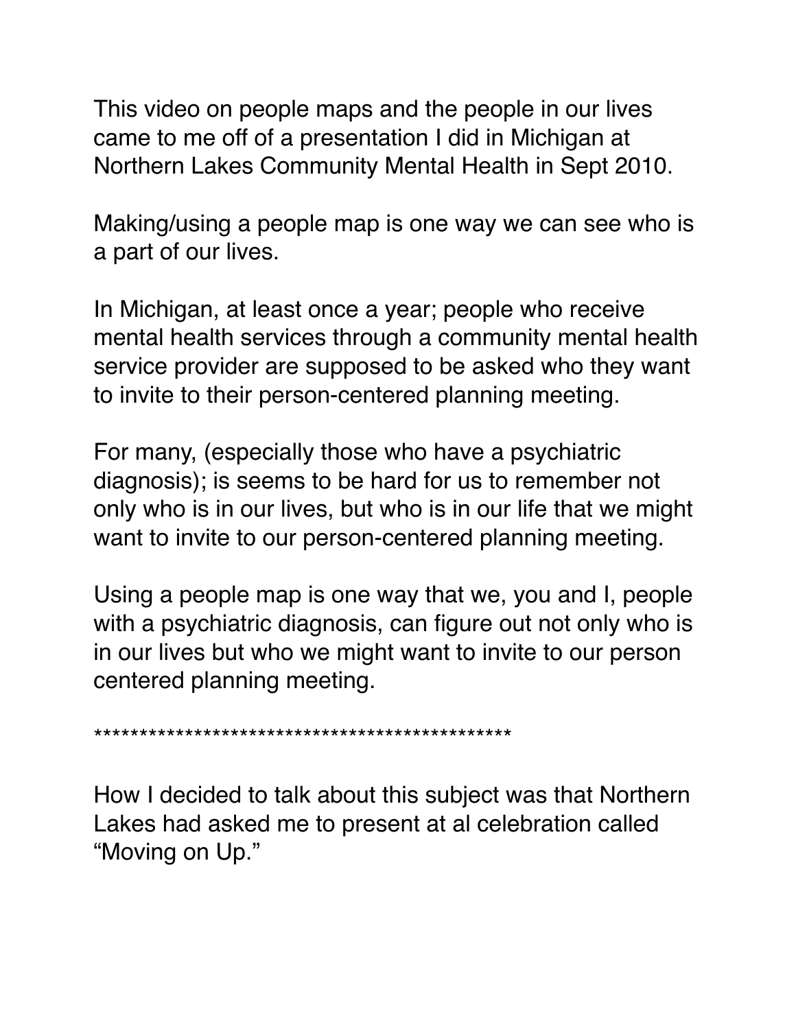This video on people maps and the people in our lives came to me off of a presentation I did in Michigan at Northern Lakes Community Mental Health in Sept 2010.

Making/using a people map is one way we can see who is a part of our lives.

In Michigan, at least once a year; people who receive mental health services through a community mental health service provider are supposed to be asked who they want to invite to their person-centered planning meeting.

For many, (especially those who have a psychiatric diagnosis); is seems to be hard for us to remember not only who is in our lives, but who is in our life that we might want to invite to our person-centered planning meeting.

Using a people map is one way that we, you and I, people with a psychiatric diagnosis, can figure out not only who is in our lives but who we might want to invite to our person centered planning meeting.

**********************************************

How I decided to talk about this subject was that Northern Lakes had asked me to present at al celebration called "Moving on Up."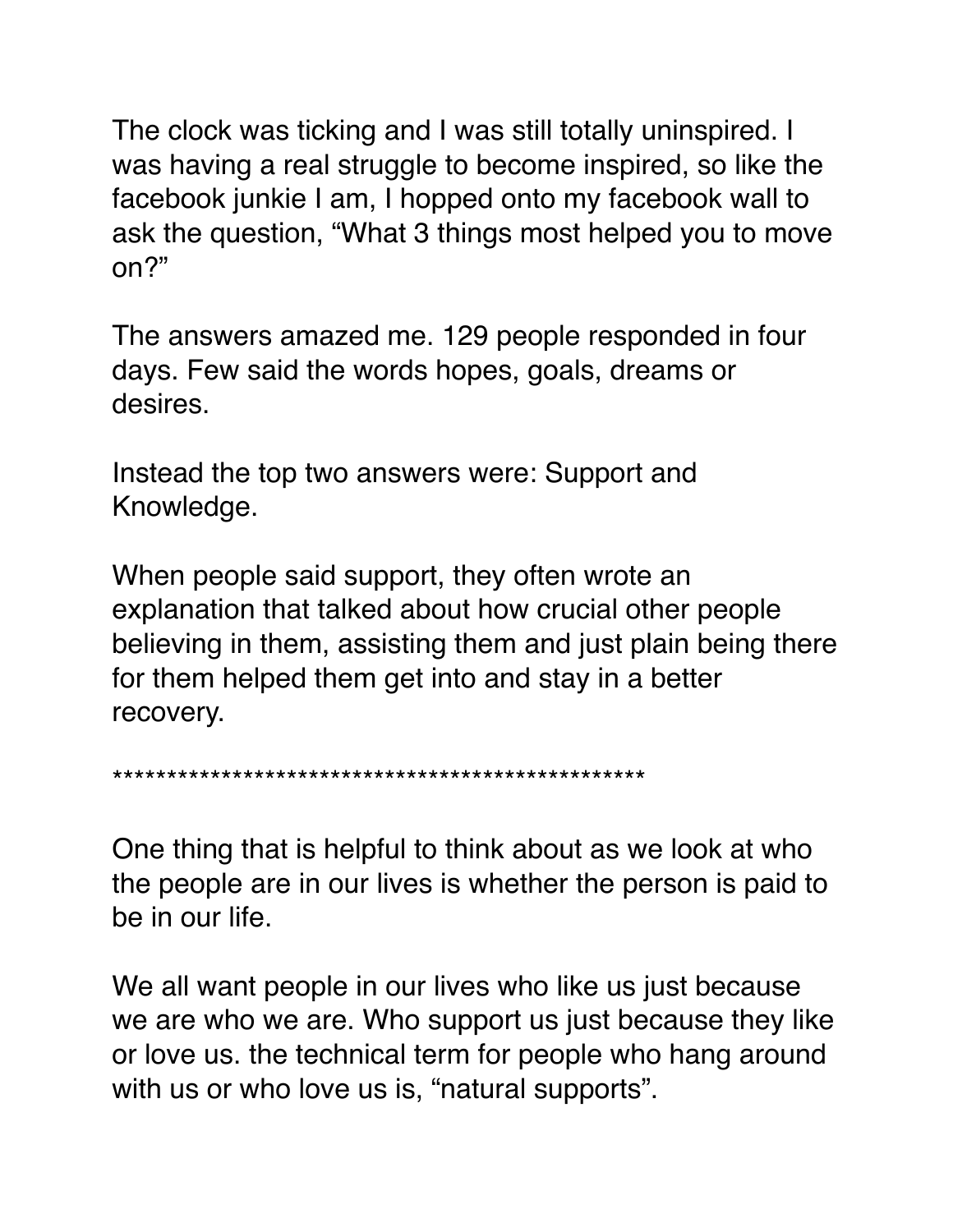The clock was ticking and I was still totally uninspired. I was having a real struggle to become inspired, so like the facebook junkie I am, I hopped onto my facebook wall to ask the question, “What 3 things most helped you to move on?”

The answers amazed me. 129 people responded in four days. Few said the words hopes, goals, dreams or desires.

Instead the top two answers were: Support and Knowledge.

When people said support, they often wrote an explanation that talked about how crucial other people believing in them, assisting them and just plain being there for them helped them get into and stay in a better recovery.

**************************************************

One thing that is helpful to think about as we look at who the people are in our lives is whether the person is paid to be in our life.

We all want people in our lives who like us just because we are who we are. Who support us just because they like or love us. the technical term for people who hang around with us or who love us is, “natural supports”.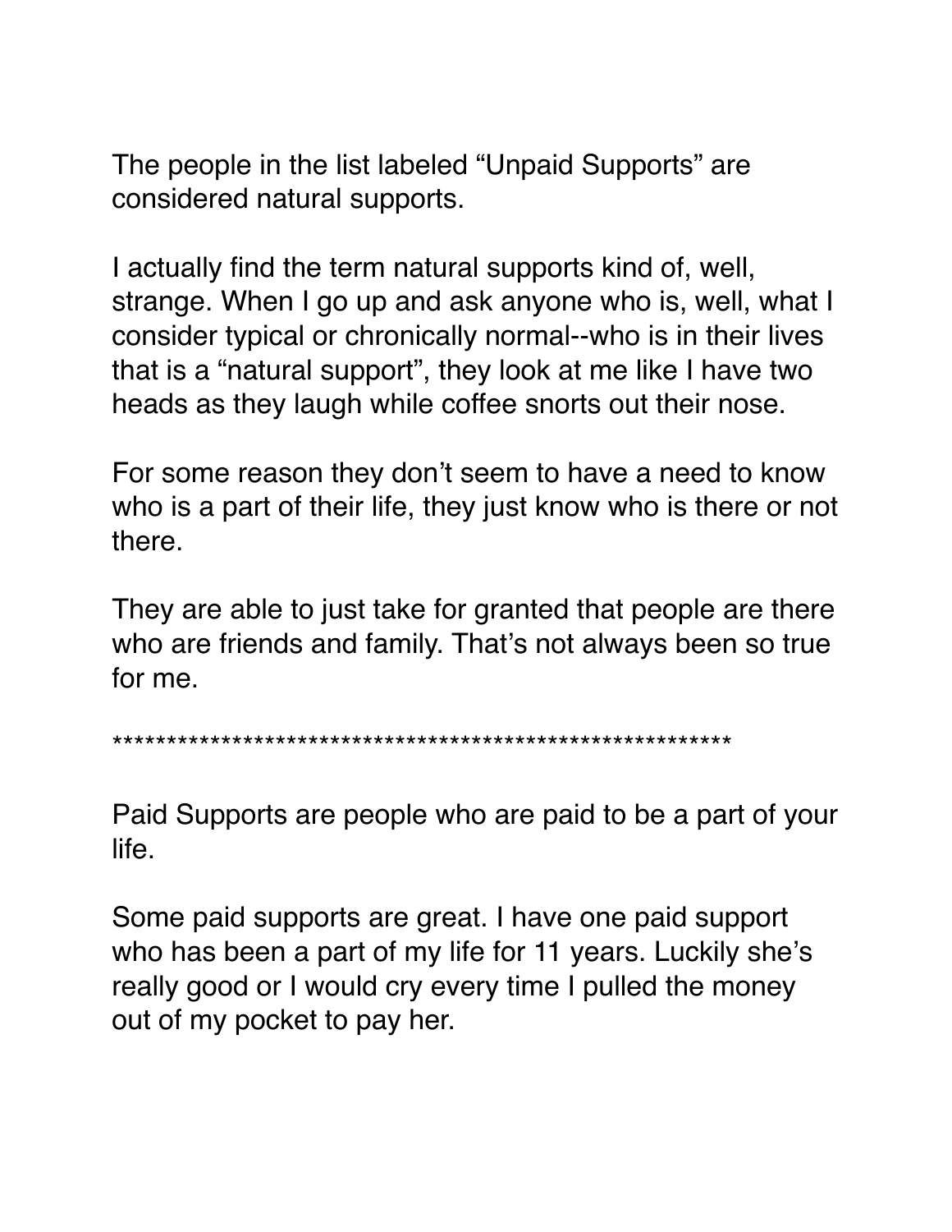The people in the list labeled “Unpaid Supports” are considered natural supports.

I actually find the term natural supports kind of, well, strange. When I go up and ask anyone who is, well, what I consider typical or chronically normal--who is in their lives that is a “natural support”, they look at me like I have two heads as they laugh while coffee snorts out their nose.

For some reason they don’t seem to have a need to know who is a part of their life, they just know who is there or not there.

They are able to just take for granted that people are there who are friends and family. That’s not always been so true for me.

*********************************************************

Paid Supports are people who are paid to be a part of your life.

Some paid supports are great. I have one paid support who has been a part of my life for 11 years. Luckily she’s really good or I would cry every time I pulled the money out of my pocket to pay her.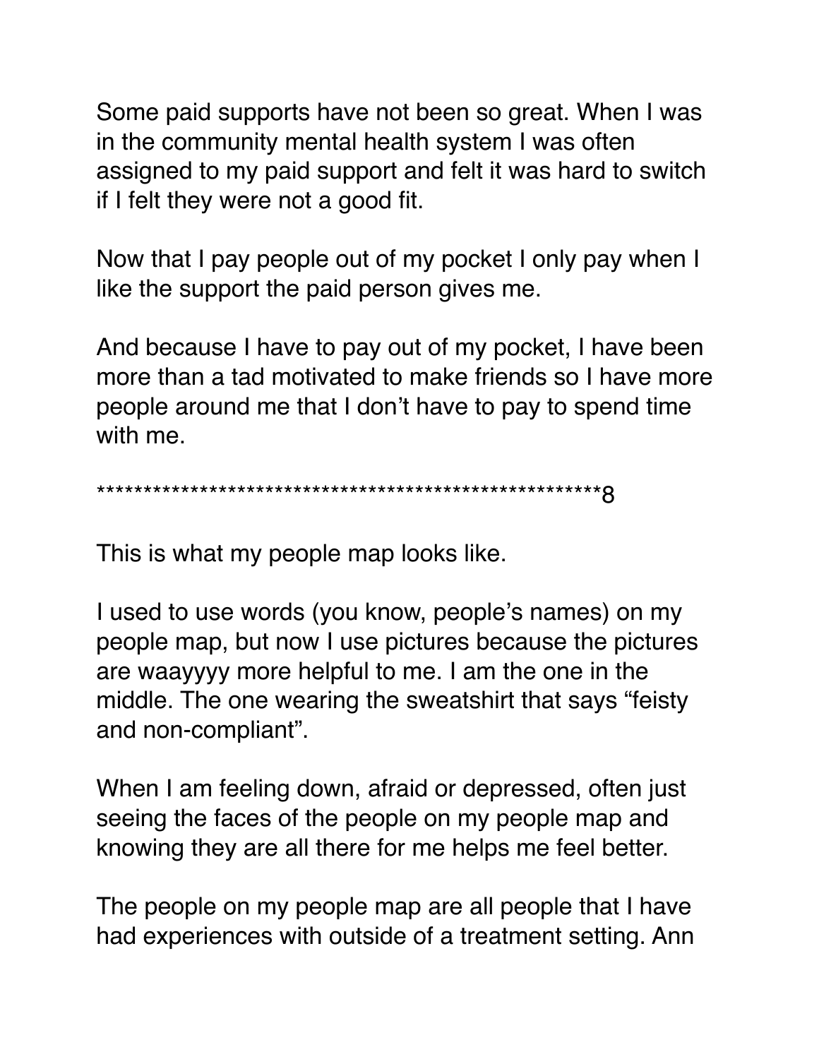Some paid supports have not been so great. When I was in the community mental health system I was often assigned to my paid support and felt it was hard to switch if I felt they were not a good fit.

Now that I pay people out of my pocket I only pay when I like the support the paid person gives me.

And because I have to pay out of my pocket, I have been more than a tad motivated to make friends so I have more people around me that I don't have to pay to spend time with me.

*******************************************************8

This is what my people map looks like.

I used to use words (you know, people's names) on my people map, but now I use pictures because the pictures are waayyyy more helpful to me. I am the one in the middle. The one wearing the sweatshirt that says "feisty and non-compliant".

When I am feeling down, afraid or depressed, often just seeing the faces of the people on my people map and knowing they are all there for me helps me feel better.

The people on my people map are all people that I have had experiences with outside of a treatment setting. Ann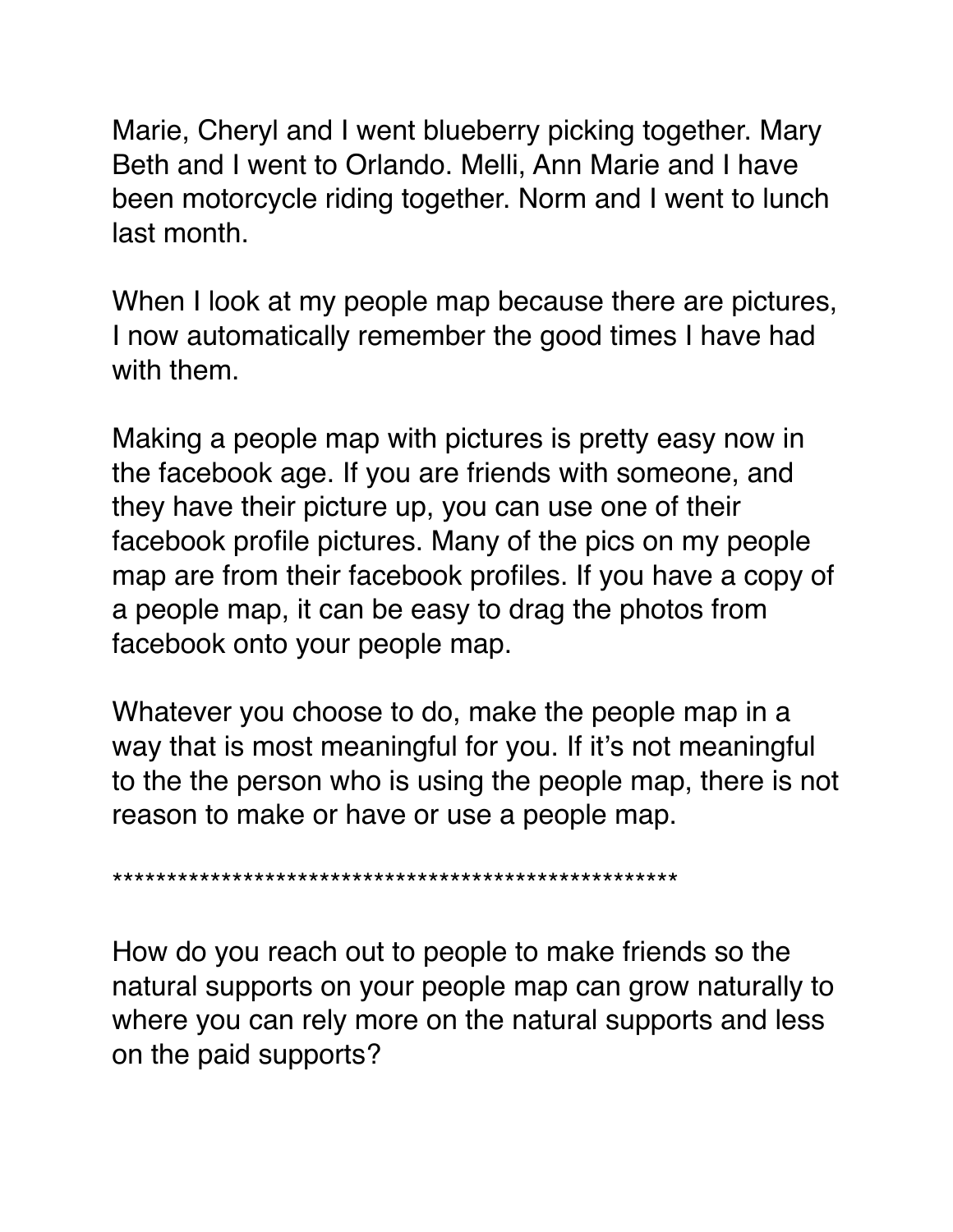Marie, Cheryl and I went blueberry picking together. Mary Beth and I went to Orlando. Melli, Ann Marie and I have been motorcycle riding together. Norm and I went to lunch last month.

When I look at my people map because there are pictures, I now automatically remember the good times I have had with them.

Making a people map with pictures is pretty easy now in the facebook age. If you are friends with someone, and they have their picture up, you can use one of their facebook profile pictures. Many of the pics on my people map are from their facebook profiles. If you have a copy of a people map, it can be easy to drag the photos from facebook onto your people map.

Whatever you choose to do, make the people map in a way that is most meaningful for you. If it's not meaningful to the the person who is using the people map, there is not reason to make or have or use a people map.

****************************************************

How do you reach out to people to make friends so the natural supports on your people map can grow naturally to where you can rely more on the natural supports and less on the paid supports?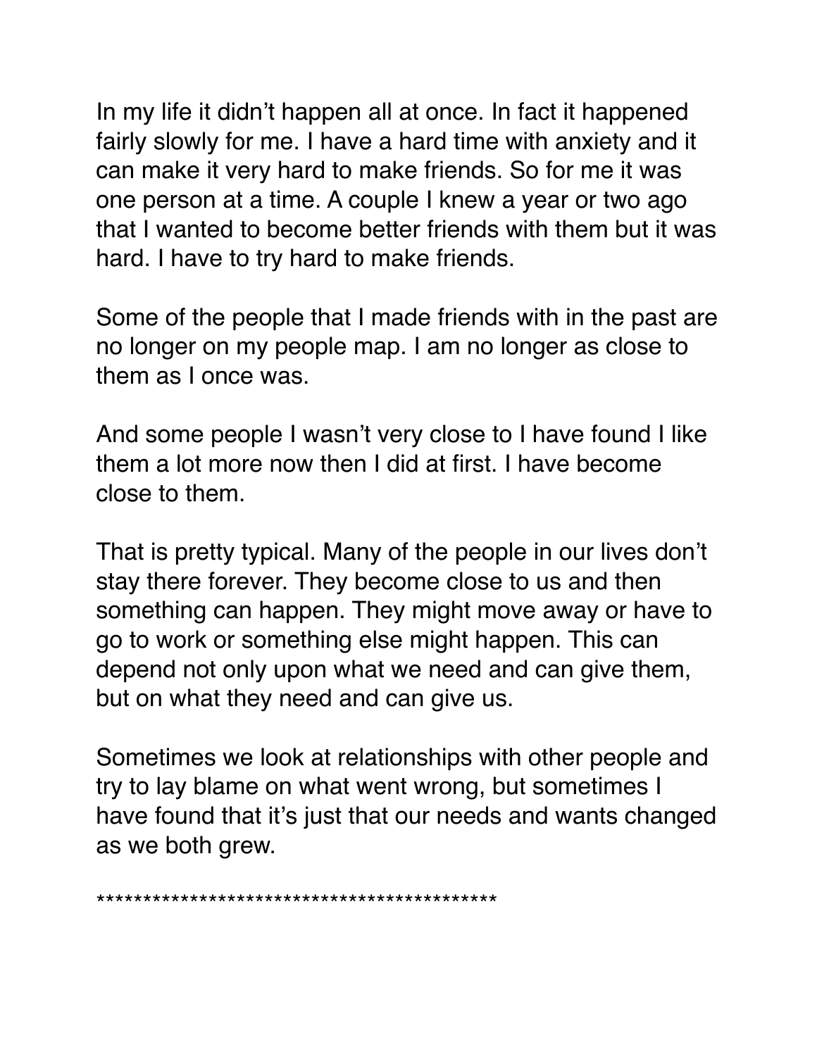In my life it didn't happen all at once. In fact it happened fairly slowly for me. I have a hard time with anxiety and it can make it very hard to make friends. So for me it was one person at a time. A couple I knew a year or two ago that I wanted to become better friends with them but it was hard. I have to try hard to make friends.

Some of the people that I made friends with in the past are no longer on my people map. I am no longer as close to them as I once was.

And some people I wasn't very close to I have found I like them a lot more now then I did at first. I have become close to them.

That is pretty typical. Many of the people in our lives don't stay there forever. They become close to us and then something can happen. They might move away or have to go to work or something else might happen. This can depend not only upon what we need and can give them, but on what they need and can give us.

Sometimes we look at relationships with other people and try to lay blame on what went wrong, but sometimes I have found that it's just that our needs and wants changed as we both grew.

*******************************************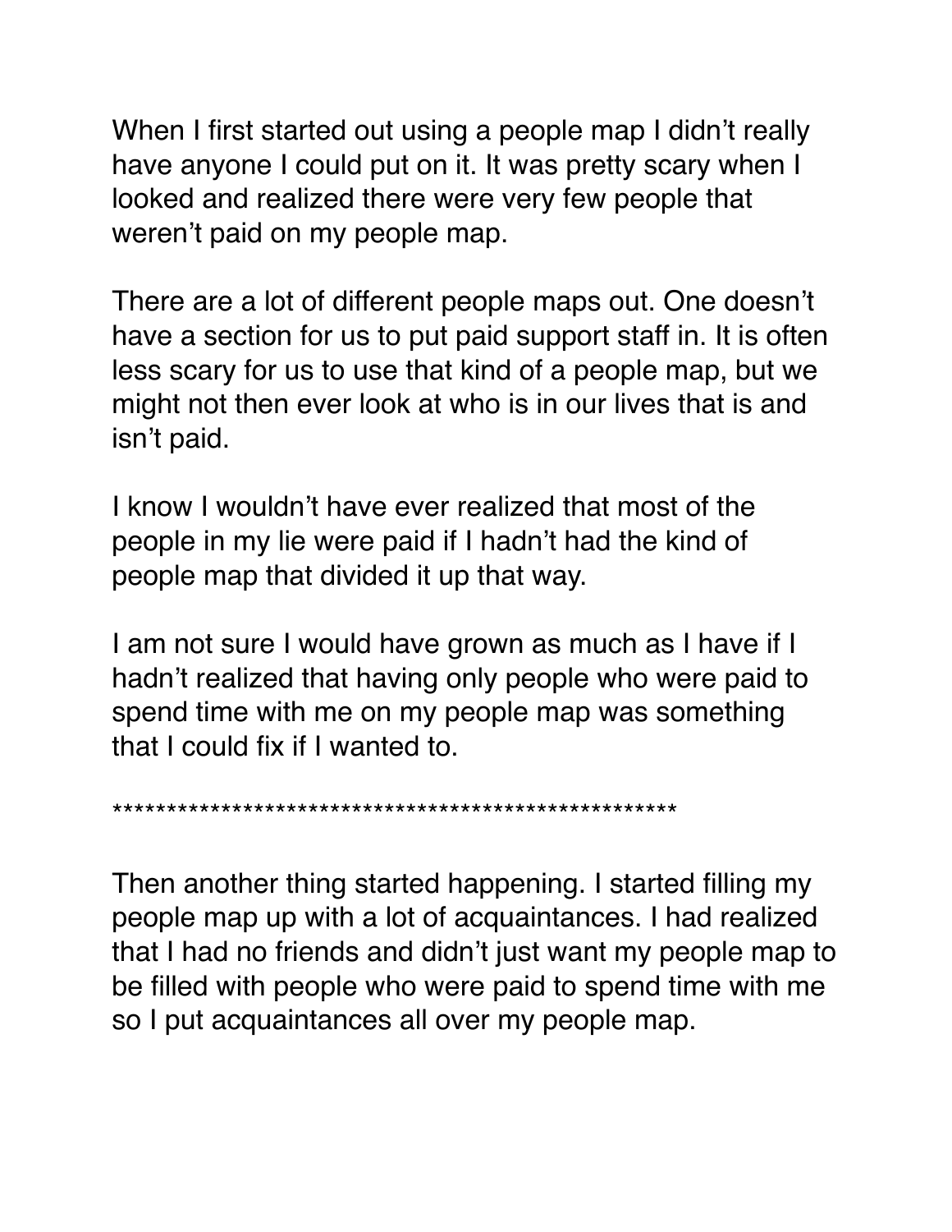When I first started out using a people map I didn't really have anyone I could put on it. It was pretty scary when I looked and realized there were very few people that weren't paid on my people map.

There are a lot of different people maps out. One doesn't have a section for us to put paid support staff in. It is often less scary for us to use that kind of a people map, but we might not then ever look at who is in our lives that is and isn't paid.

I know I wouldn't have ever realized that most of the people in my lie were paid if I hadn't had the kind of people map that divided it up that way.

I am not sure I would have grown as much as I have if I hadn't realized that having only people who were paid to spend time with me on my people map was something that I could fix if I wanted to.

*****************************************************

Then another thing started happening. I started filling my people map up with a lot of acquaintances. I had realized that I had no friends and didn't just want my people map to be filled with people who were paid to spend time with me so I put acquaintances all over my people map.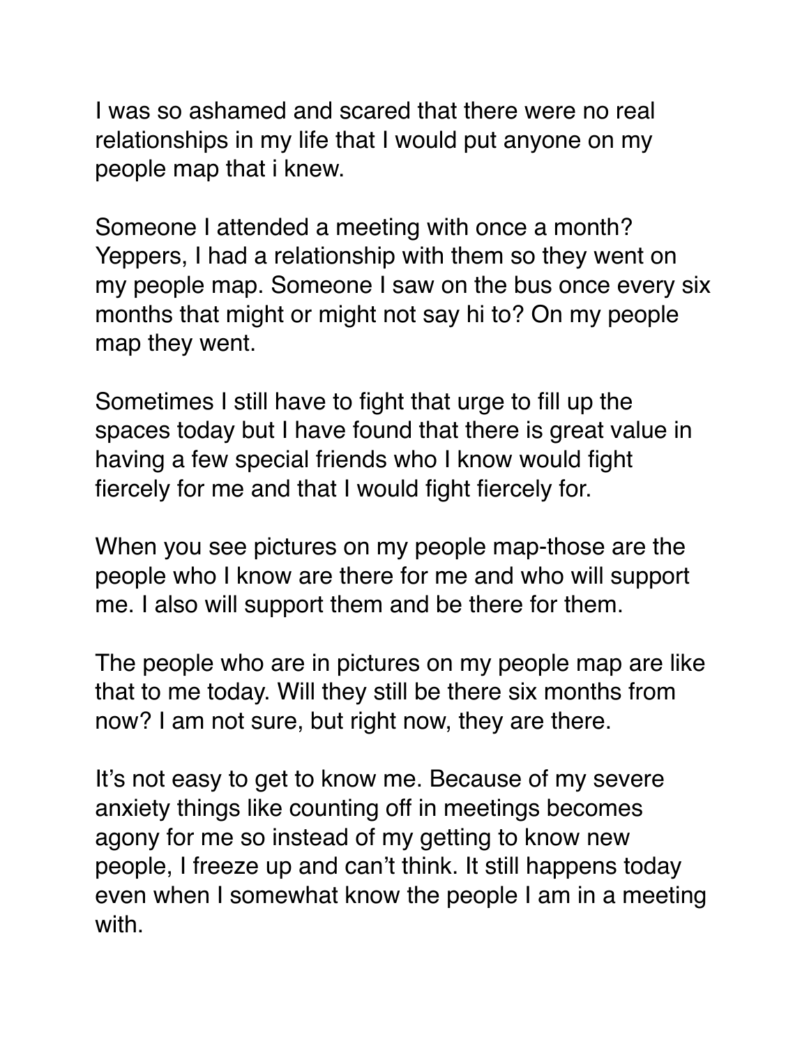I was so ashamed and scared that there were no real relationships in my life that I would put anyone on my people map that i knew.

Someone I attended a meeting with once a month? Yeppers, I had a relationship with them so they went on my people map. Someone I saw on the bus once every six months that might or might not say hi to? On my people map they went.

Sometimes I still have to fight that urge to fill up the spaces today but I have found that there is great value in having a few special friends who I know would fight fiercely for me and that I would fight fiercely for.

When you see pictures on my people map-those are the people who I know are there for me and who will support me. I also will support them and be there for them.

The people who are in pictures on my people map are like that to me today. Will they still be there six months from now? I am not sure, but right now, they are there.

It's not easy to get to know me. Because of my severe anxiety things like counting off in meetings becomes agony for me so instead of my getting to know new people, I freeze up and can't think. It still happens today even when I somewhat know the people I am in a meeting with.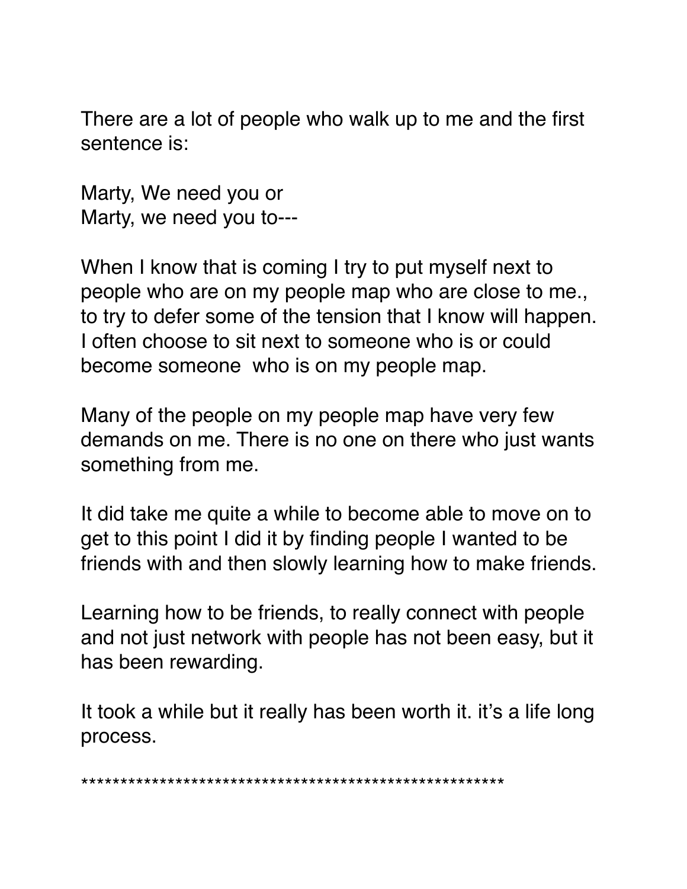There are a lot of people who walk up to me and the first sentence is:

Marty, We need you or  
Marty, we need you to---

When I know that is coming I try to put myself next to people who are on my people map who are close to me., to try to defer some of the tension that I know will happen. I often choose to sit next to someone who is or could become someone  who is on my people map.

Many of the people on my people map have very few demands on me. There is no one on there who just wants something from me.

It did take me quite a while to become able to move on to get to this point I did it by finding people I wanted to be friends with and then slowly learning how to make friends.

Learning how to be friends, to really connect with people and not just network with people has not been easy, but it has been rewarding.

It took a while but it really has been worth it. it's a life long process.

******************************************************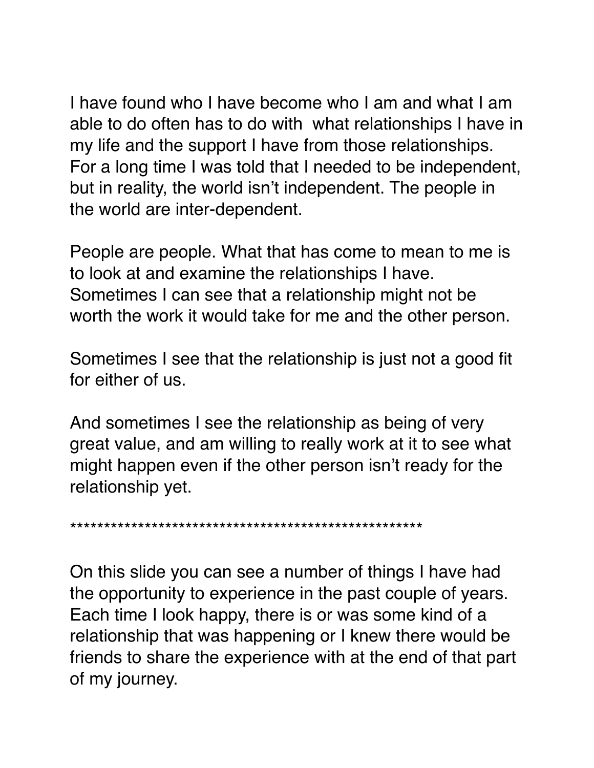I have found who I have become who I am and what I am able to do often has to do with  what relationships I have in my life and the support I have from those relationships. For a long time I was told that I needed to be independent, but in reality, the world isn't independent. The people in the world are inter-dependent.

People are people. What that has come to mean to me is to look at and examine the relationships I have. Sometimes I can see that a relationship might not be worth the work it would take for me and the other person.

Sometimes I see that the relationship is just not a good fit for either of us.

And sometimes I see the relationship as being of very great value, and am willing to really work at it to see what might happen even if the other person isn't ready for the relationship yet.

****************************************************

On this slide you can see a number of things I have had the opportunity to experience in the past couple of years. Each time I look happy, there is or was some kind of a relationship that was happening or I knew there would be friends to share the experience with at the end of that part of my journey.